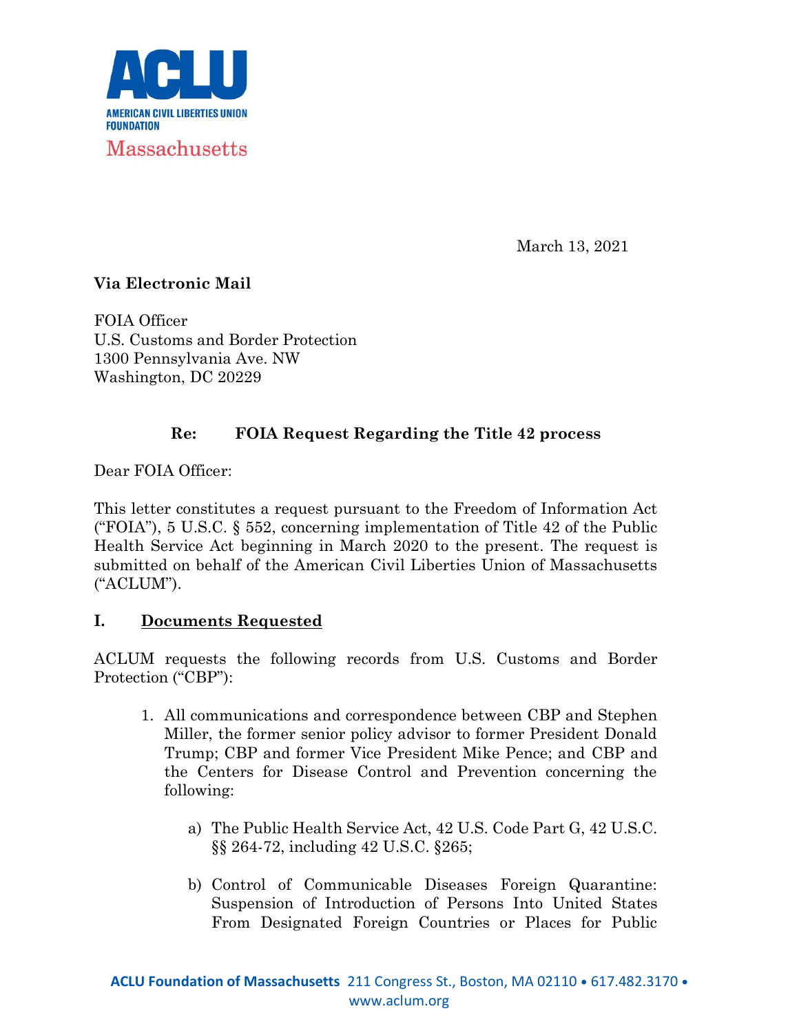**ACLU**
**AMERICAN CIVIL LIBERTIES UNION FOUNDATION**
Massachusetts

March 13, 2021

**Via Electronic Mail**

FOIA Officer
U.S. Customs and Border Protection
1300 Pennsylvania Ave. NW
Washington, DC 20229

**Re: FOIA Request Regarding the Title 42 process**

Dear FOIA Officer:

This letter constitutes a request pursuant to the Freedom of Information Act ("FOIA"), 5 U.S.C. § 552, concerning implementation of Title 42 of the Public Health Service Act beginning in March 2020 to the present. The request is submitted on behalf of the American Civil Liberties Union of Massachusetts ("ACLUM").

## I. Documents Requested

ACLUM requests the following records from U.S. Customs and Border Protection ("CBP"):

1. All communications and correspondence between CBP and Stephen Miller, the former senior policy advisor to former President Donald Trump; CBP and former Vice President Mike Pence; and CBP and the Centers for Disease Control and Prevention concerning the following:

    a) The Public Health Service Act, 42 U.S. Code Part G, 42 U.S.C. §§ 264-72, including 42 U.S.C. §265;

    b) Control of Communicable Diseases Foreign Quarantine: Suspension of Introduction of Persons Into United States From Designated Foreign Countries or Places for Public

**ACLU Foundation of Massachusetts** 211 Congress St., Boston, MA 02110 • 617.482.3170 • www.aclum.org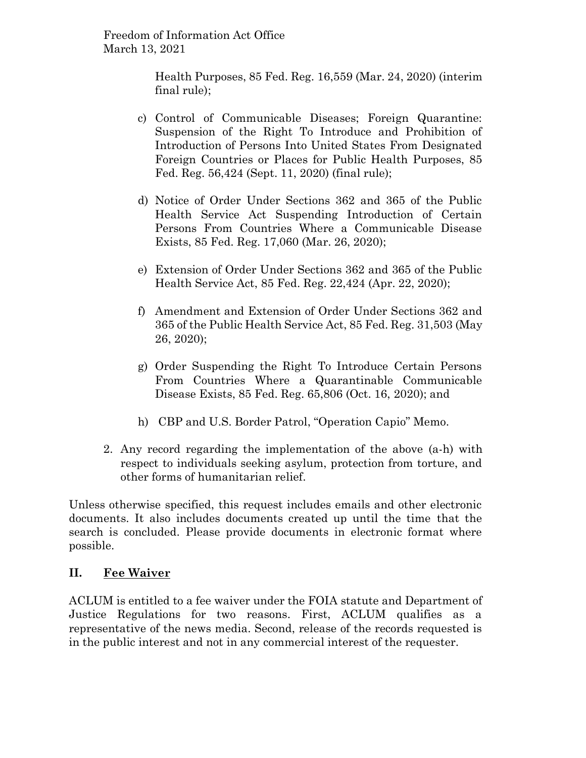Health Purposes, 85 Fed. Reg. 16,559 (Mar. 24, 2020) (interim final rule);

c) Control of Communicable Diseases; Foreign Quarantine: Suspension of the Right To Introduce and Prohibition of Introduction of Persons Into United States From Designated Foreign Countries or Places for Public Health Purposes, 85 Fed. Reg. 56,424 (Sept. 11, 2020) (final rule);

d) Notice of Order Under Sections 362 and 365 of the Public Health Service Act Suspending Introduction of Certain Persons From Countries Where a Communicable Disease Exists, 85 Fed. Reg. 17,060 (Mar. 26, 2020);

e) Extension of Order Under Sections 362 and 365 of the Public Health Service Act, 85 Fed. Reg. 22,424 (Apr. 22, 2020);

f) Amendment and Extension of Order Under Sections 362 and 365 of the Public Health Service Act, 85 Fed. Reg. 31,503 (May 26, 2020);

g) Order Suspending the Right To Introduce Certain Persons From Countries Where a Quarantinable Communicable Disease Exists, 85 Fed. Reg. 65,806 (Oct. 16, 2020); and

h) CBP and U.S. Border Patrol, "Operation Capio" Memo.

2. Any record regarding the implementation of the above (a-h) with respect to individuals seeking asylum, protection from torture, and other forms of humanitarian relief.

Unless otherwise specified, this request includes emails and other electronic documents. It also includes documents created up until the time that the search is concluded. Please provide documents in electronic format where possible.

## II. Fee Waiver

ACLUM is entitled to a fee waiver under the FOIA statute and Department of Justice Regulations for two reasons. First, ACLUM qualifies as a representative of the news media. Second, release of the records requested is in the public interest and not in any commercial interest of the requester.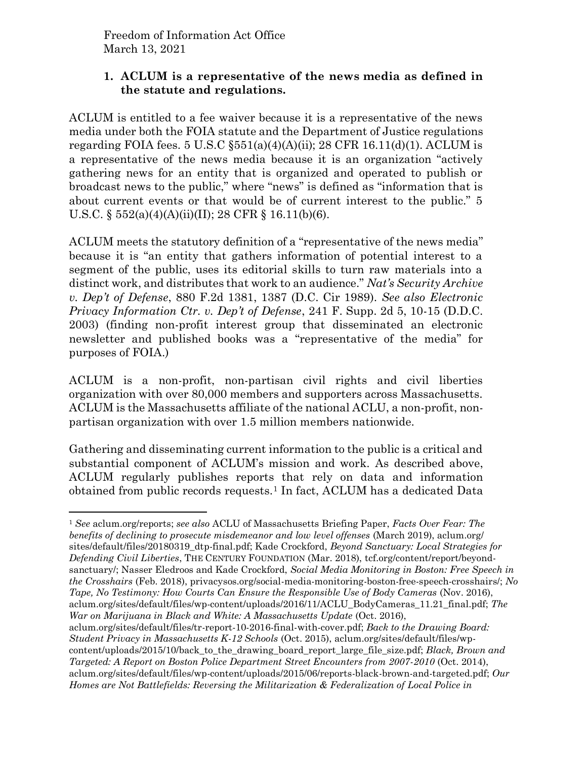## 1. ACLUM is a representative of the news media as defined in the statute and regulations.

ACLUM is entitled to a fee waiver because it is a representative of the news media under both the FOIA statute and the Department of Justice regulations regarding FOIA fees. 5 U.S.C §551(a)(4)(A)(ii); 28 CFR 16.11(d)(1). ACLUM is a representative of the news media because it is an organization "actively gathering news for an entity that is organized and operated to publish or broadcast news to the public," where "news" is defined as "information that is about current events or that would be of current interest to the public." 5 U.S.C. § 552(a)(4)(A)(ii)(II); 28 CFR § 16.11(b)(6).

ACLUM meets the statutory definition of a "representative of the news media" because it is "an entity that gathers information of potential interest to a segment of the public, uses its editorial skills to turn raw materials into a distinct work, and distributes that work to an audience." *Nat's Security Archive v. Dep't of Defense*, 880 F.2d 1381, 1387 (D.C. Cir 1989). *See also Electronic Privacy Information Ctr. v. Dep't of Defense*, 241 F. Supp. 2d 5, 10-15 (D.D.C. 2003) (finding non-profit interest group that disseminated an electronic newsletter and published books was a "representative of the media" for purposes of FOIA.)

ACLUM is a non-profit, non-partisan civil rights and civil liberties organization with over 80,000 members and supporters across Massachusetts. ACLUM is the Massachusetts affiliate of the national ACLU, a non-profit, non-partisan organization with over 1.5 million members nationwide.

Gathering and disseminating current information to the public is a critical and substantial component of ACLUM's mission and work. As described above, ACLUM regularly publishes reports that rely on data and information obtained from public records requests.[1] In fact, ACLUM has a dedicated Data

---

[1] *See* aclum.org/reports; *see also* ACLU of Massachusetts Briefing Paper, *Facts Over Fear: The benefits of declining to prosecute misdemeanor and low level offenses* (March 2019), aclum.org/sites/default/files/20180319_dtp-final.pdf; Kade Crockford, *Beyond Sanctuary: Local Strategies for Defending Civil Liberties*, THE CENTURY FOUNDATION (Mar. 2018), tcf.org/content/report/beyond-sanctuary/; Nasser Eledroos and Kade Crockford, *Social Media Monitoring in Boston: Free Speech in the Crosshairs* (Feb. 2018), privacysos.org/social-media-monitoring-boston-free-speech-crosshairs/; *No Tape, No Testimony: How Courts Can Ensure the Responsible Use of Body Cameras* (Nov. 2016), aclum.org/sites/default/files/wp-content/uploads/2016/11/ACLU_BodyCameras_11.21_final.pdf; *The War on Marijuana in Black and White: A Massachusetts Update* (Oct. 2016), aclum.org/sites/default/files/tr-report-10-2016-final-with-cover.pdf; *Back to the Drawing Board: Student Privacy in Massachusetts K-12 Schools* (Oct. 2015), aclum.org/sites/default/files/wp-content/uploads/2015/10/back_to_the_drawing_board_report_large_file_size.pdf; *Black, Brown and Targeted: A Report on Boston Police Department Street Encounters from 2007-2010* (Oct. 2014), aclum.org/sites/default/files/wp-content/uploads/2015/06/reports-black-brown-and-targeted.pdf; *Our Homes are Not Battlefields: Reversing the Militarization & Federalization of Local Police in*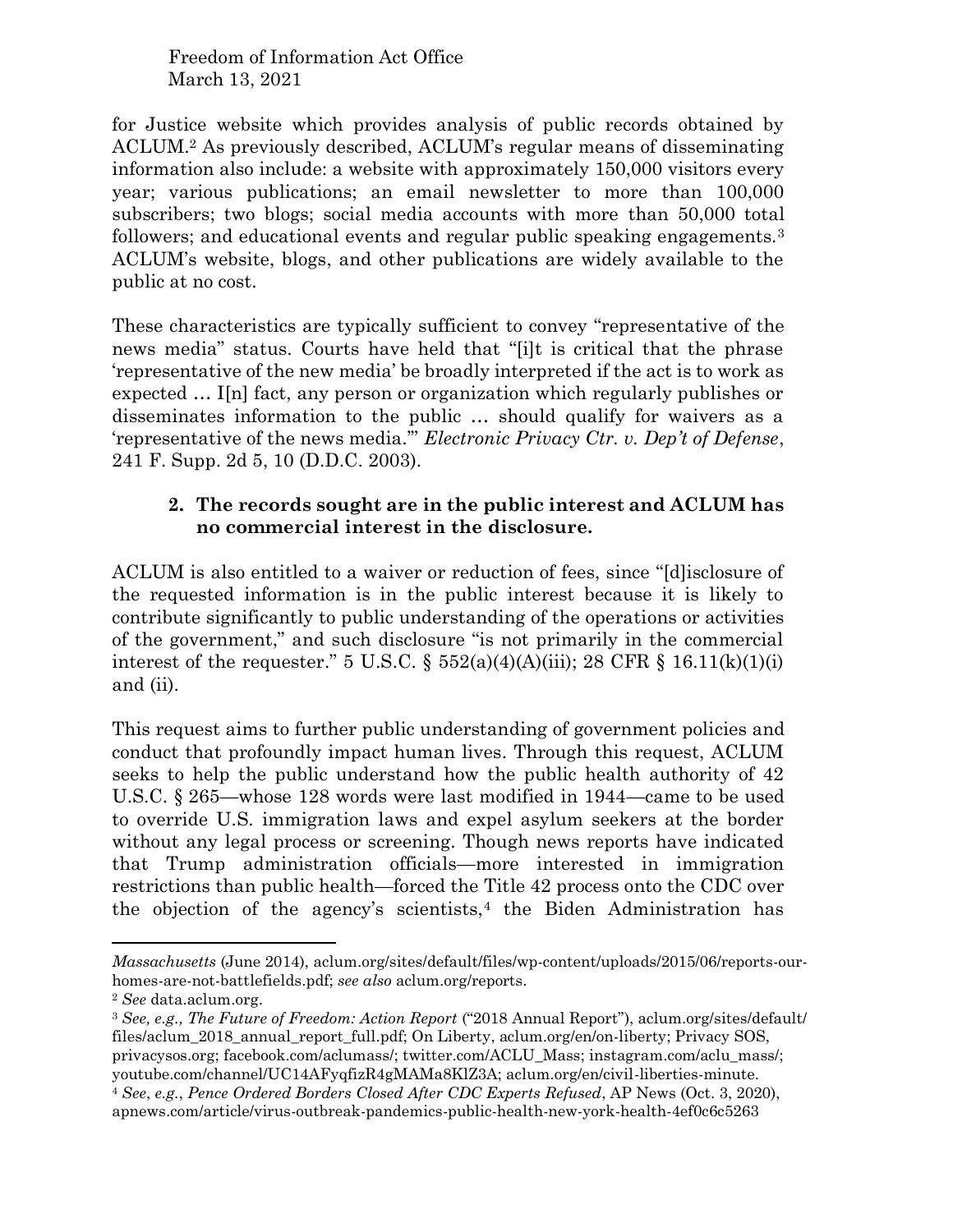for Justice website which provides analysis of public records obtained by ACLUM.[2] As previously described, ACLUM's regular means of disseminating information also include: a website with approximately 150,000 visitors every year; various publications; an email newsletter to more than 100,000 subscribers; two blogs; social media accounts with more than 50,000 total followers; and educational events and regular public speaking engagements.[3] ACLUM's website, blogs, and other publications are widely available to the public at no cost.

These characteristics are typically sufficient to convey "representative of the news media" status. Courts have held that "[i]t is critical that the phrase 'representative of the new media' be broadly interpreted if the act is to work as expected … I[n] fact, any person or organization which regularly publishes or disseminates information to the public … should qualify for waivers as a 'representative of the news media.'" *Electronic Privacy Ctr. v. Dep't of Defense*, 241 F. Supp. 2d 5, 10 (D.D.C. 2003).

### 2. The records sought are in the public interest and ACLUM has no commercial interest in the disclosure.

ACLUM is also entitled to a waiver or reduction of fees, since "[d]isclosure of the requested information is in the public interest because it is likely to contribute significantly to public understanding of the operations or activities of the government," and such disclosure "is not primarily in the commercial interest of the requester." 5 U.S.C. § 552(a)(4)(A)(iii); 28 CFR § 16.11(k)(1)(i) and (ii).

This request aims to further public understanding of government policies and conduct that profoundly impact human lives. Through this request, ACLUM seeks to help the public understand how the public health authority of 42 U.S.C. § 265—whose 128 words were last modified in 1944—came to be used to override U.S. immigration laws and expel asylum seekers at the border without any legal process or screening. Though news reports have indicated that Trump administration officials—more interested in immigration restrictions than public health—forced the Title 42 process onto the CDC over the objection of the agency's scientists,[4] the Biden Administration has

---

*Massachusetts* (June 2014), aclum.org/sites/default/files/wp-content/uploads/2015/06/reports-our-homes-are-not-battlefields.pdf; *see also* aclum.org/reports.

[2] *See* data.aclum.org.

[3] *See, e.g., The Future of Freedom: Action Report* ("2018 Annual Report"), aclum.org/sites/default/files/aclum_2018_annual_report_full.pdf; On Liberty, aclum.org/en/on-liberty; Privacy SOS, privacysos.org; facebook.com/aclumass/; twitter.com/ACLU_Mass; instagram.com/aclu_mass/; youtube.com/channel/UC14AFyqfizR4gMAMa8KlZ3A; aclum.org/en/civil-liberties-minute.

[4] *See*, *e.g.*, *Pence Ordered Borders Closed After CDC Experts Refused*, AP News (Oct. 3, 2020), apnews.com/article/virus-outbreak-pandemics-public-health-new-york-health-4ef0c6c5263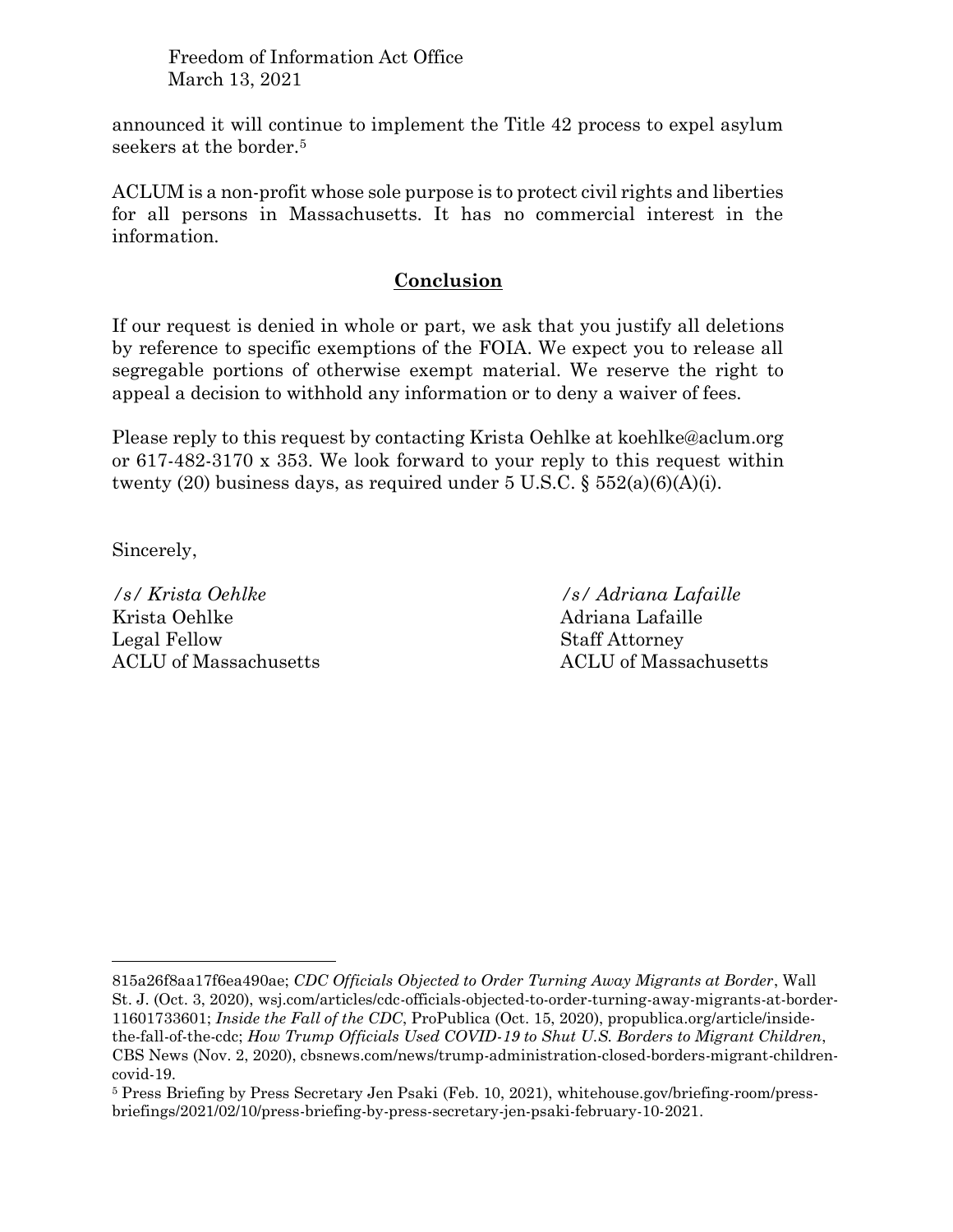announced it will continue to implement the Title 42 process to expel asylum seekers at the border.[5]

ACLUM is a non-profit whose sole purpose is to protect civil rights and liberties for all persons in Massachusetts. It has no commercial interest in the information.

## Conclusion

If our request is denied in whole or part, we ask that you justify all deletions by reference to specific exemptions of the FOIA. We expect you to release all segregable portions of otherwise exempt material. We reserve the right to appeal a decision to withhold any information or to deny a waiver of fees.

Please reply to this request by contacting Krista Oehlke at koehlke@aclum.org or 617-482-3170 x 353. We look forward to your reply to this request within twenty (20) business days, as required under 5 U.S.C. § 552(a)(6)(A)(i).

Sincerely,

*/s/ Krista Oehlke*
Krista Oehlke
Legal Fellow
ACLU of Massachusetts

*/s/ Adriana Lafaille*
Adriana Lafaille
Staff Attorney
ACLU of Massachusetts

---

815a26f8aa17f6ea490ae; *CDC Officials Objected to Order Turning Away Migrants at Border*, Wall St. J. (Oct. 3, 2020), wsj.com/articles/cdc-officials-objected-to-order-turning-away-migrants-at-border-11601733601; *Inside the Fall of the CDC*, ProPublica (Oct. 15, 2020), propublica.org/article/inside-the-fall-of-the-cdc; *How Trump Officials Used COVID-19 to Shut U.S. Borders to Migrant Children*, CBS News (Nov. 2, 2020), cbsnews.com/news/trump-administration-closed-borders-migrant-children-covid-19.

[5] Press Briefing by Press Secretary Jen Psaki (Feb. 10, 2021), whitehouse.gov/briefing-room/press-briefings/2021/02/10/press-briefing-by-press-secretary-jen-psaki-february-10-2021.